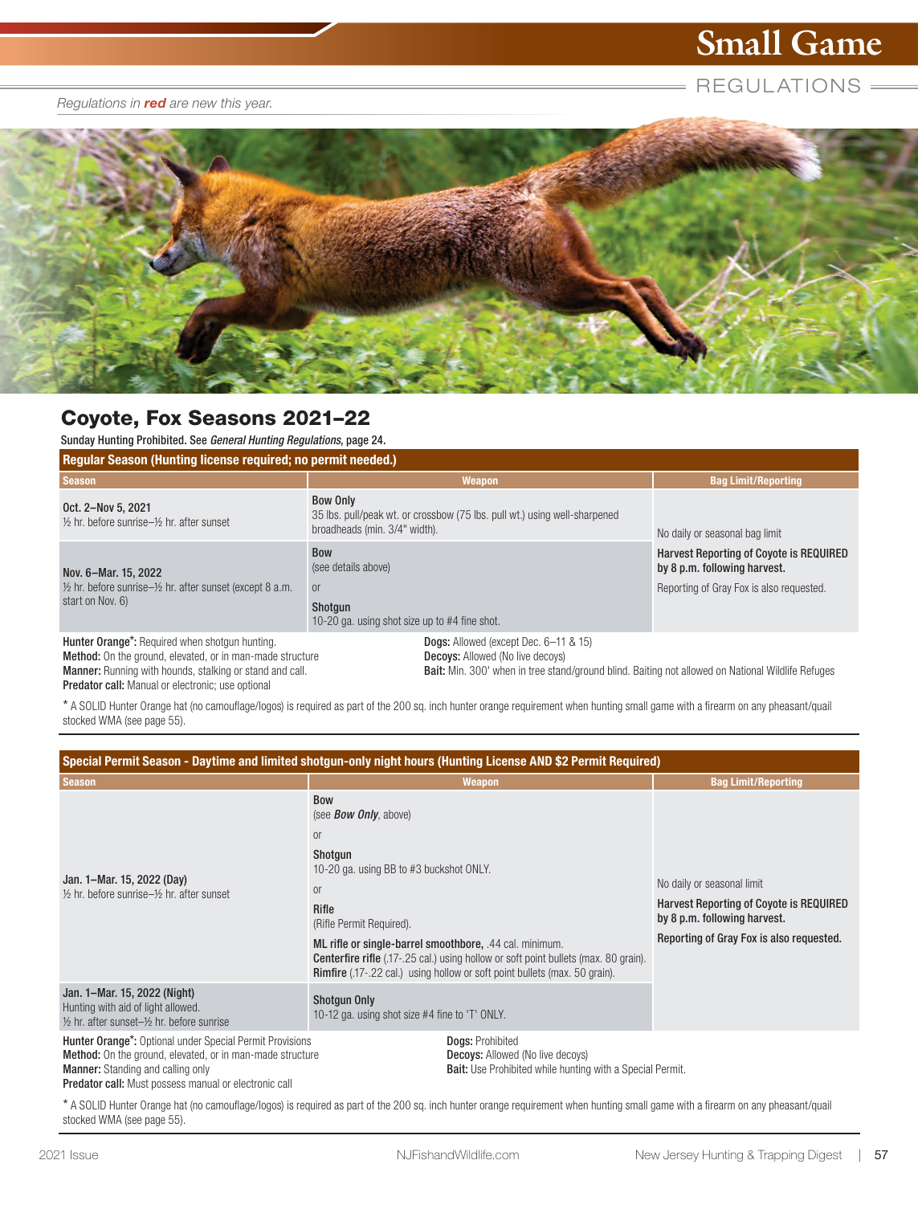# Small Game

## REGULATIONS

*Regulations in **red** are new this year.*

## Coyote, Fox Seasons 2021–22

Sunday Hunting Prohibited. See *General Hunting Regulations*, page 24.

| Regular Season (Hunting license required; no permit needed.) | | |
|---|---|---|
| **Season** | **Weapon** | **Bag Limit/Reporting** |
| Oct. 2–Nov 5, 2021<br>½ hr. before sunrise–½ hr. after sunset | **Bow Only**<br>35 lbs. pull/peak wt. or crossbow (75 lbs. pull wt.) using well-sharpened broadheads (min. 3/4" width). | No daily or seasonal bag limit<br>**Harvest Reporting of Coyote is REQUIRED by 8 p.m. following harvest.**<br>Reporting of Gray Fox is also requested. |
| Nov. 6–Mar. 15, 2022<br>½ hr. before sunrise–½ hr. after sunset (except 8 a.m. start on Nov. 6) | **Bow**<br>(see details above)<br>or<br>**Shotgun**<br>10-20 ga. using shot size up to #4 fine shot. | |

**Hunter Orange\*:** Required when shotgun hunting.
**Method:** On the ground, elevated, or in man-made structure
**Manner:** Running with hounds, stalking or stand and call.
**Predator call:** Manual or electronic; use optional
**Dogs:** Allowed (except Dec. 6–11 & 15)
**Decoys:** Allowed (No live decoys)
**Bait:** Min. 300' when in tree stand/ground blind. Baiting not allowed on National Wildlife Refuges

\* A SOLID Hunter Orange hat (no camouflage/logos) is required as part of the 200 sq. inch hunter orange requirement when hunting small game with a firearm on any pheasant/quail stocked WMA (see page 55).

| Special Permit Season - Daytime and limited shotgun-only night hours (Hunting License AND $2 Permit Required) | | |
|---|---|---|
| **Season** | **Weapon** | **Bag Limit/Reporting** |
| Jan. 1–Mar. 15, 2022 (Day)<br>½ hr. before sunrise–½ hr. after sunset | **Bow**<br>(see ***Bow Only***, above)<br>or<br>**Shotgun**<br>10-20 ga. using BB to #3 buckshot ONLY.<br>or<br>**Rifle**<br>(Rifle Permit Required).<br>**ML rifle or single-barrel smoothbore,** .44 cal. minimum.<br>**Centerfire rifle** (.17-.25 cal.) using hollow or soft point bullets (max. 80 grain).<br>**Rimfire** (.17-.22 cal.) using hollow or soft point bullets (max. 50 grain). | No daily or seasonal limit<br>**Harvest Reporting of Coyote is REQUIRED by 8 p.m. following harvest.**<br>**Reporting of Gray Fox is also requested.** |
| Jan. 1–Mar. 15, 2022 (Night)<br>Hunting with aid of light allowed.<br>½ hr. after sunset–½ hr. before sunrise | **Shotgun Only**<br>10-12 ga. using shot size #4 fine to 'T' ONLY. | |

**Hunter Orange\*:** Optional under Special Permit Provisions
**Method:** On the ground, elevated, or in man-made structure
**Manner:** Standing and calling only
**Predator call:** Must possess manual or electronic call
**Dogs:** Prohibited
**Decoys:** Allowed (No live decoys)
**Bait:** Use Prohibited while hunting with a Special Permit.

\* A SOLID Hunter Orange hat (no camouflage/logos) is required as part of the 200 sq. inch hunter orange requirement when hunting small game with a firearm on any pheasant/quail stocked WMA (see page 55).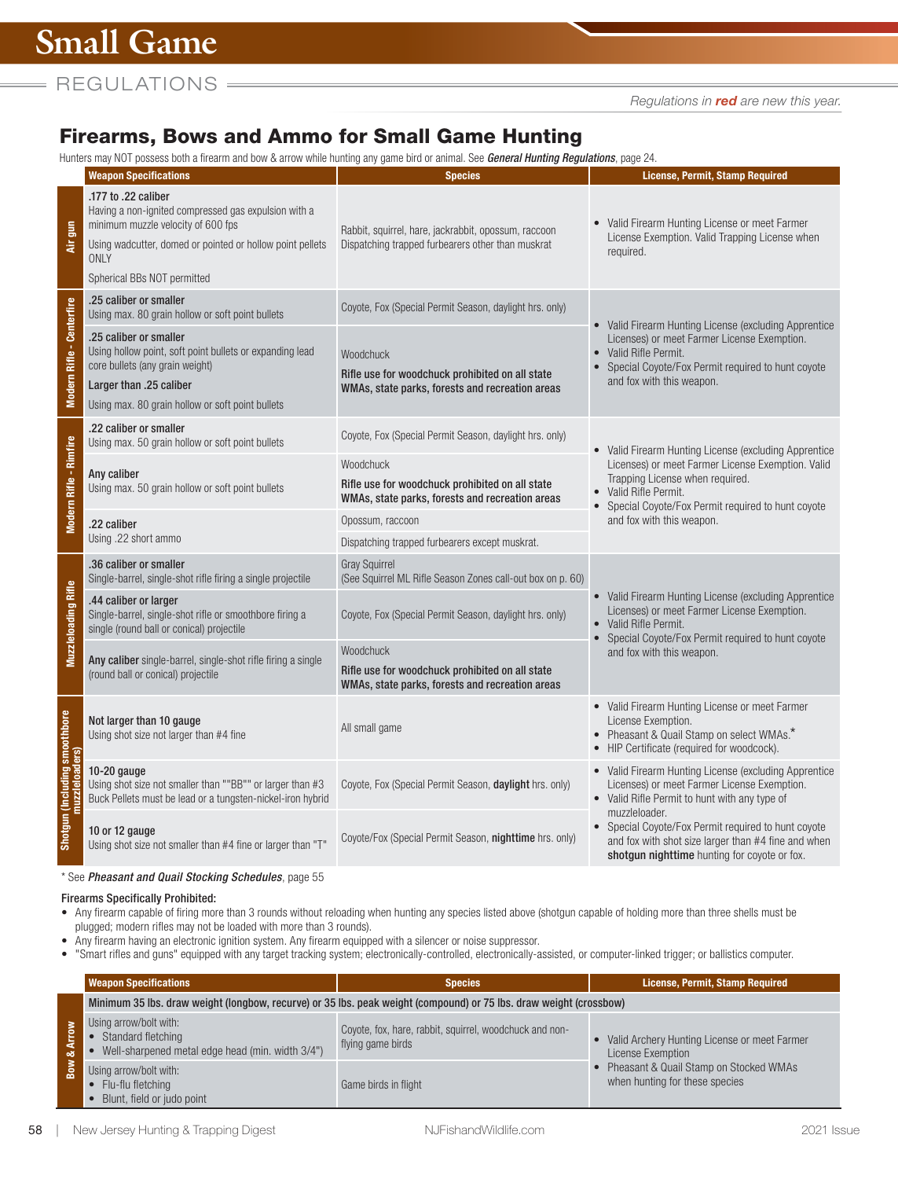# Small Game

REGULATIONS

*Regulations in **red** are new this year.*

## Firearms, Bows and Ammo for Small Game Hunting

Hunters may NOT possess both a firearm and bow & arrow while hunting any game bird or animal. See ***General Hunting Regulations***, page 24.

| | Weapon Specifications | Species | License, Permit, Stamp Required |
|---|---|---|---|
| Air gun | **.177 to .22 caliber** Having a non-ignited compressed gas expulsion with a minimum muzzle velocity of 600 fps. Using wadcutter, domed or pointed or hollow point pellets ONLY. Spherical BBs NOT permitted | Rabbit, squirrel, hare, jackrabbit, opossum, raccoon. Dispatching trapped furbearers other than muskrat | • Valid Firearm Hunting License or meet Farmer License Exemption. Valid Trapping License when required. |
| Modern Rifle - Centerfire | **.25 caliber or smaller** Using max. 80 grain hollow or soft point bullets | Coyote, Fox (Special Permit Season, daylight hrs. only) | • Valid Firearm Hunting License (excluding Apprentice Licenses) or meet Farmer License Exemption. • Valid Rifle Permit. • Special Coyote/Fox Permit required to hunt coyote and fox with this weapon. |
| | **.25 caliber or smaller** Using hollow point, soft point bullets or expanding lead core bullets (any grain weight). **Larger than .25 caliber** Using max. 80 grain hollow or soft point bullets | Woodchuck. **Rifle use for woodchuck prohibited on all state WMAs, state parks, forests and recreation areas** | |
| Modern Rifle - Rimfire | **.22 caliber or smaller** Using max. 50 grain hollow or soft point bullets | Coyote, Fox (Special Permit Season, daylight hrs. only) | • Valid Firearm Hunting License (excluding Apprentice Licenses) or meet Farmer License Exemption. Valid Trapping License when required. • Valid Rifle Permit. • Special Coyote/Fox Permit required to hunt coyote and fox with this weapon. |
| | **Any caliber** Using max. 50 grain hollow or soft point bullets | Woodchuck. **Rifle use for woodchuck prohibited on all state WMAs, state parks, forests and recreation areas** | |
| | **.22 caliber** Using .22 short ammo | Opossum, raccoon | |
| | | Dispatching trapped furbearers except muskrat. | |
| Muzzleloading Rifle | **.36 caliber or smaller** Single-barrel, single-shot rifle firing a single projectile | Gray Squirrel (See Squirrel ML Rifle Season Zones call-out box on p. 60) | • Valid Firearm Hunting License (excluding Apprentice Licenses) or meet Farmer License Exemption. • Valid Rifle Permit. • Special Coyote/Fox Permit required to hunt coyote and fox with this weapon. |
| | **.44 caliber or larger** Single-barrel, single-shot rifle or smoothbore firing a single (round ball or conical) projectile | Coyote, Fox (Special Permit Season, daylight hrs. only) | |
| | **Any caliber** single-barrel, single-shot rifle firing a single (round ball or conical) projectile | Woodchuck. **Rifle use for woodchuck prohibited on all state WMAs, state parks, forests and recreation areas** | |
| Shotgun (Including smoothbore muzzleloaders) | **Not larger than 10 gauge** Using shot size not larger than #4 fine | All small game | • Valid Firearm Hunting License or meet Farmer License Exemption. • Pheasant & Quail Stamp on select WMAs.* • HIP Certificate (required for woodcock). |
| | **10-20 gauge** Using shot size not smaller than ""BB"" or larger than #3 Buck Pellets must be lead or a tungsten-nickel-iron hybrid | Coyote, Fox (Special Permit Season, **daylight** hrs. only) | • Valid Firearm Hunting License (excluding Apprentice Licenses) or meet Farmer License Exemption. • Valid Rifle Permit to hunt with any type of muzzleloader. • Special Coyote/Fox Permit required to hunt coyote and fox with shot size larger than #4 fine and when **shotgun nighttime** hunting for coyote or fox. |
| | **10 or 12 gauge** Using shot size not smaller than #4 fine or larger than "T" | Coyote/Fox (Special Permit Season, **nighttime** hrs. only) | |

\* See ***Pheasant and Quail Stocking Schedules***, page 55

**Firearms Specifically Prohibited:**

- Any firearm capable of firing more than 3 rounds without reloading when hunting any species listed above (shotgun capable of holding more than three shells must be plugged; modern rifles may not be loaded with more than 3 rounds).
- Any firearm having an electronic ignition system. Any firearm equipped with a silencer or noise suppressor.
- "Smart rifles and guns" equipped with any target tracking system; electronically-controlled, electronically-assisted, or computer-linked trigger; or ballistics computer.

| | Weapon Specifications | Species | License, Permit, Stamp Required |
|---|---|---|---|
| Bow & Arrow | **Minimum 35 lbs. draw weight (longbow, recurve) or 35 lbs. peak weight (compound) or 75 lbs. draw weight (crossbow)** | | |
| | Using arrow/bolt with: • Standard fletching • Well-sharpened metal edge head (min. width 3/4") | Coyote, fox, hare, rabbit, squirrel, woodchuck and non-flying game birds | • Valid Archery Hunting License or meet Farmer License Exemption • Pheasant & Quail Stamp on Stocked WMAs when hunting for these species |
| | Using arrow/bolt with: • Flu-flu fletching • Blunt, field or judo point | Game birds in flight | |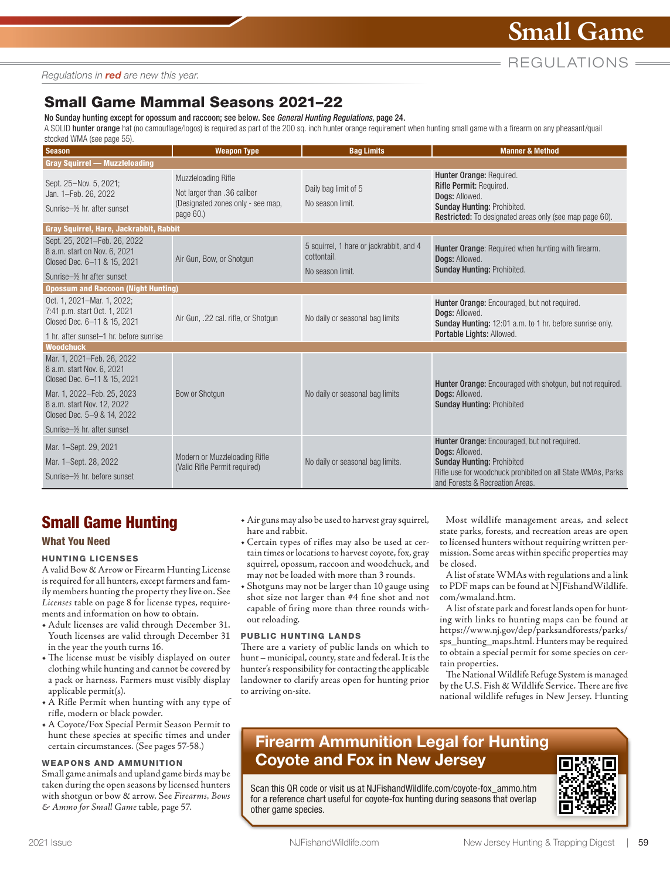# Small Game

REGULATIONS

*Regulations in **red** are new this year.*

## Small Game Mammal Seasons 2021–22

**No Sunday hunting except for opossum and raccoon; see below. See *General Hunting Regulations*, page 24.**

A SOLID **hunter orange** hat (no camouflage/logos) is required as part of the 200 sq. inch hunter orange requirement when hunting small game with a firearm on any pheasant/quail stocked WMA (see page 55).

| Season | Weapon Type | Bag Limits | Manner & Method |
|---|---|---|---|
| **Gray Squirrel — Muzzleloading** | | | |
| Sept. 25–Nov. 5, 2021; Jan. 1–Feb. 26, 2022<br>Sunrise–½ hr. after sunset | Muzzleloading Rifle<br>Not larger than .36 caliber<br>(Designated zones only - see map, page 60.) | Daily bag limit of 5<br>No season limit. | **Hunter Orange:** Required.<br>**Rifle Permit:** Required.<br>**Dogs:** Allowed.<br>**Sunday Hunting:** Prohibited.<br>**Restricted:** To designated areas only (see map page 60). |
| **Gray Squirrel, Hare, Jackrabbit, Rabbit** | | | |
| Sept. 25, 2021–Feb. 26, 2022<br>8 a.m. start on Nov. 6, 2021<br>Closed Dec. 6–11 & 15, 2021<br>Sunrise–½ hr after sunset | Air Gun, Bow, or Shotgun | 5 squirrel, 1 hare or jackrabbit, and 4 cottontail.<br>No season limit. | **Hunter Orange**: Required when hunting with firearm.<br>**Dogs:** Allowed.<br>**Sunday Hunting:** Prohibited. |
| **Opossum and Raccoon (Night Hunting)** | | | |
| Oct. 1, 2021–Mar. 1, 2022;<br>7:41 p.m. start Oct. 1, 2021<br>Closed Dec. 6–11 & 15, 2021<br>1 hr. after sunset–1 hr. before sunrise | Air Gun, .22 cal. rifle, or Shotgun | No daily or seasonal bag limits | **Hunter Orange:** Encouraged, but not required.<br>**Dogs:** Allowed.<br>**Sunday Hunting:** 12:01 a.m. to 1 hr. before sunrise only.<br>**Portable Lights:** Allowed. |
| **Woodchuck** | | | |
| Mar. 1, 2021–Feb. 26, 2022<br>8 a.m. start Nov. 6, 2021<br>Closed Dec. 6–11 & 15, 2021<br>Mar. 1, 2022–Feb. 25, 2023<br>8 a.m. start Nov. 12, 2022<br>Closed Dec. 5–9 & 14, 2022<br>Sunrise–½ hr. after sunset | Bow or Shotgun | No daily or seasonal bag limits | **Hunter Orange:** Encouraged with shotgun, but not required.<br>**Dogs:** Allowed.<br>**Sunday Hunting:** Prohibited |
| Mar. 1–Sept. 29, 2021<br>Mar. 1–Sept. 28, 2022<br>Sunrise–½ hr. before sunset | Modern or Muzzleloading Rifle<br>(Valid Rifle Permit required) | No daily or seasonal bag limits. | **Hunter Orange:** Encouraged, but not required.<br>**Dogs:** Allowed.<br>**Sunday Hunting:** Prohibited<br>Rifle use for woodchuck prohibited on all State WMAs, Parks and Forests & Recreation Areas. |

## Small Game Hunting

### What You Need

#### HUNTING LICENSES

A valid Bow & Arrow or Firearm Hunting License is required for all hunters, except farmers and family members hunting the property they live on. See *Licenses* table on page 8 for license types, requirements and information on how to obtain.

- Adult licenses are valid through December 31. Youth licenses are valid through December 31 in the year the youth turns 16.
- The license must be visibly displayed on outer clothing while hunting and cannot be covered by a pack or harness. Farmers must visibly display applicable permit(s).
- A Rifle Permit when hunting with any type of rifle, modern or black powder.
- A Coyote/Fox Special Permit Season Permit to hunt these species at specific times and under certain circumstances. (See pages 57-58.)

#### WEAPONS AND AMMUNITION

Small game animals and upland game birds may be taken during the open seasons by licensed hunters with shotgun or bow & arrow. See *Firearms, Bows & Ammo for Small Game* table, page 57.

- Air guns may also be used to harvest gray squirrel, hare and rabbit.
- Certain types of rifles may also be used at certain times or locations to harvest coyote, fox, gray squirrel, opossum, raccoon and woodchuck, and may not be loaded with more than 3 rounds.
- Shotguns may not be larger than 10 gauge using shot size not larger than #4 fine shot and not capable of firing more than three rounds without reloading.

#### PUBLIC HUNTING LANDS

There are a variety of public lands on which to hunt – municipal, county, state and federal. It is the hunter's responsibility for contacting the applicable landowner to clarify areas open for hunting prior to arriving on-site.

Most wildlife management areas, and select state parks, forests, and recreation areas are open to licensed hunters without requiring written permission. Some areas within specific properties may be closed.

A list of state WMAs with regulations and a link to PDF maps can be found at NJFishandWildlife.com/wmaland.htm.

A list of state park and forest lands open for hunting with links to hunting maps can be found at https://www.nj.gov/dep/parksandforests/parks/sps_hunting_maps.html. Hunters may be required to obtain a special permit for some species on certain properties.

The National Wildlife Refuge System is managed by the U.S. Fish & Wildlife Service. There are five national wildlife refuges in New Jersey. Hunting

### Firearm Ammunition Legal for Hunting Coyote and Fox in New Jersey

Scan this QR code or visit us at NJFishandWildlife.com/coyote-fox_ammo.htm for a reference chart useful for coyote-fox hunting during seasons that overlap other game species.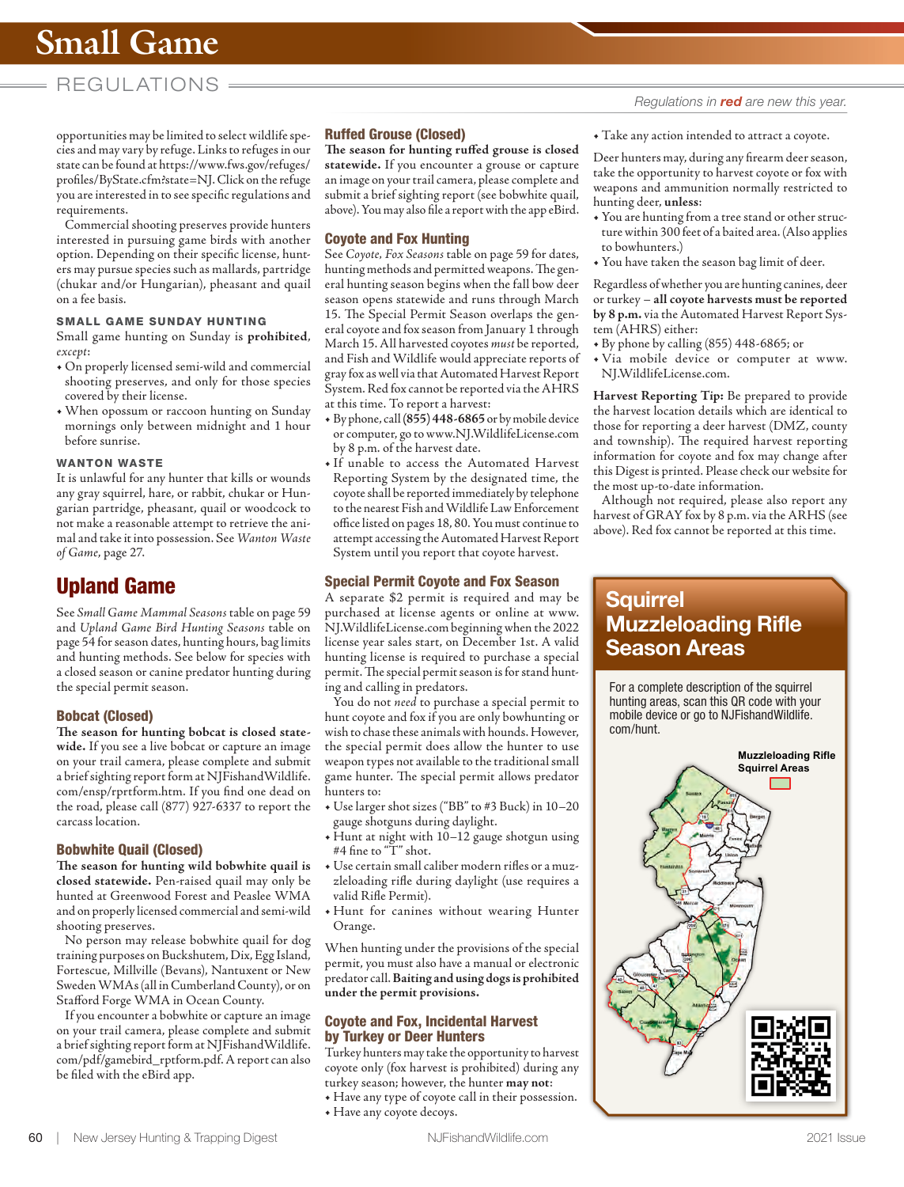# Small Game

## REGULATIONS

*Regulations in **red** are new this year.*

opportunities may be limited to select wildlife species and may vary by refuge. Links to refuges in our state can be found at https://www.fws.gov/refuges/profiles/ByState.cfm?state=NJ. Click on the refuge you are interested in to see specific regulations and requirements.

Commercial shooting preserves provide hunters interested in pursuing game birds with another option. Depending on their specific license, hunters may pursue species such as mallards, partridge (chukar and/or Hungarian), pheasant and quail on a fee basis.

#### SMALL GAME SUNDAY HUNTING

Small game hunting on Sunday is **prohibited**, *except*:

- On properly licensed semi-wild and commercial shooting preserves, and only for those species covered by their license.
- When opossum or raccoon hunting on Sunday mornings only between midnight and 1 hour before sunrise.

#### WANTON WASTE

It is unlawful for any hunter that kills or wounds any gray squirrel, hare, or rabbit, chukar or Hungarian partridge, pheasant, quail or woodcock to not make a reasonable attempt to retrieve the animal and take it into possession. See *Wanton Waste of Game*, page 27.

## Upland Game

See *Small Game Mammal Seasons* table on page 59 and *Upland Game Bird Hunting Seasons* table on page 54 for season dates, hunting hours, bag limits and hunting methods. See below for species with a closed season or canine predator hunting during the special permit season.

### Bobcat (Closed)

**The season for hunting bobcat is closed statewide.** If you see a live bobcat or capture an image on your trail camera, please complete and submit a brief sighting report form at NJFishandWildlife.com/ensp/rprtform.htm. If you find one dead on the road, please call (877) 927-6337 to report the carcass location.

### Bobwhite Quail (Closed)

**The season for hunting wild bobwhite quail is closed statewide.** Pen-raised quail may only be hunted at Greenwood Forest and Peaslee WMA and on properly licensed commercial and semi-wild shooting preserves.

No person may release bobwhite quail for dog training purposes on Buckshutem, Dix, Egg Island, Fortescue, Millville (Bevans), Nantuxent or New Sweden WMAs (all in Cumberland County), or on Stafford Forge WMA in Ocean County.

If you encounter a bobwhite or capture an image on your trail camera, please complete and submit a brief sighting report form at NJFishandWildlife.com/pdf/gamebird_rptform.pdf. A report can also be filed with the eBird app.

### Ruffed Grouse (Closed)

**The season for hunting ruffed grouse is closed statewide.** If you encounter a grouse or capture an image on your trail camera, please complete and submit a brief sighting report (see bobwhite quail, above). You may also file a report with the app eBird.

### Coyote and Fox Hunting

See *Coyote, Fox Seasons* table on page 59 for dates, hunting methods and permitted weapons. The general hunting season begins when the fall bow deer season opens statewide and runs through March 15. The Special Permit Season overlaps the general coyote and fox season from January 1 through March 15. All harvested coyotes *must* be reported, and Fish and Wildlife would appreciate reports of gray fox as well via that Automated Harvest Report System. Red fox cannot be reported via the AHRS at this time. To report a harvest:

- By phone, call **(855) 448-6865** or by mobile device or computer, go to www.NJ.WildlifeLicense.com by 8 p.m. of the harvest date.
- If unable to access the Automated Harvest Reporting System by the designated time, the coyote shall be reported immediately by telephone to the nearest Fish and Wildlife Law Enforcement office listed on pages 18, 80. You must continue to attempt accessing the Automated Harvest Report System until you report that coyote harvest.

### Special Permit Coyote and Fox Season

A separate $2 permit is required and may be purchased at license agents or online at www.NJ.WildlifeLicense.com beginning when the 2022 license year sales start, on December 1st. A valid hunting license is required to purchase a special permit. The special permit season is for stand hunting and calling in predators.

You do not *need* to purchase a special permit to hunt coyote and fox if you are only bowhunting or wish to chase these animals with hounds. However, the special permit does allow the hunter to use weapon types not available to the traditional small game hunter. The special permit allows predator hunters to:

- Use larger shot sizes ("BB" to #3 Buck) in 10–20 gauge shotguns during daylight.
- Hunt at night with 10–12 gauge shotgun using #4 fine to "T" shot.
- Use certain small caliber modern rifles or a muzzleloading rifle during daylight (use requires a valid Rifle Permit).
- Hunt for canines without wearing Hunter Orange.

When hunting under the provisions of the special permit, you must also have a manual or electronic predator call. **Baiting and using dogs is prohibited under the permit provisions.**

### Coyote and Fox, Incidental Harvest by Turkey or Deer Hunters

Turkey hunters may take the opportunity to harvest coyote only (fox harvest is prohibited) during any turkey season; however, the hunter **may not**:

- Have any type of coyote call in their possession.
- Have any coyote decoys.
- Take any action intended to attract a coyote.

Deer hunters may, during any firearm deer season, take the opportunity to harvest coyote or fox with weapons and ammunition normally restricted to hunting deer, **unless**:

- You are hunting from a tree stand or other structure within 300 feet of a baited area. (Also applies to bowhunters.)
- You have taken the season bag limit of deer.

Regardless of whether you are hunting canines, deer or turkey – **all coyote harvests must be reported by 8 p.m.** via the Automated Harvest Report System (AHRS) either:

- By phone by calling (855) 448-6865; or
- Via mobile device or computer at www.NJ.WildlifeLicense.com.

**Harvest Reporting Tip:** Be prepared to provide the harvest location details which are identical to those for reporting a deer harvest (DMZ, county and township). The required harvest reporting information for coyote and fox may change after this Digest is printed. Please check our website for the most up-to-date information.

Although not required, please also report any harvest of GRAY fox by 8 p.m. via the ARHS (see above). Red fox cannot be reported at this time.

### Squirrel Muzzleloading Rifle Season Areas

For a complete description of the squirrel hunting areas, scan this QR code with your mobile device or go to NJFishandWildlife.com/hunt.

Muzzleloading Rifle Squirrel Areas